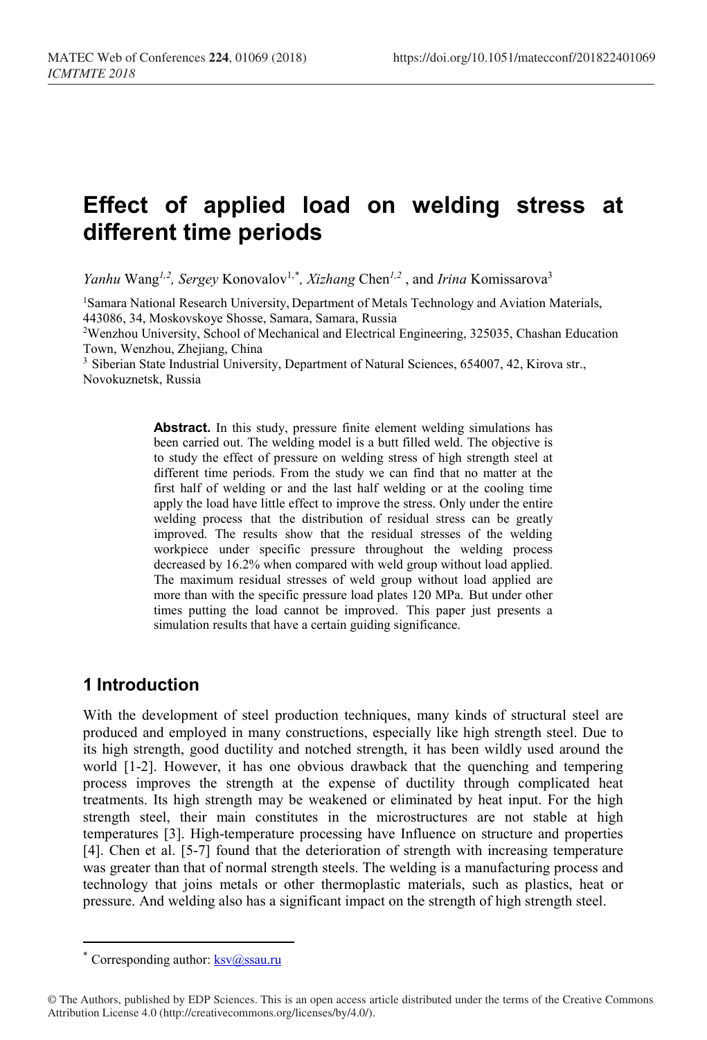# Effect of applied load on welding stress at different time periods

*Yanhu* Wang[1,2], *Sergey* Konovalov[1,*], *Xizhang* Chen[1,2] , and *Irina* Komissarova[3]

[1]Samara National Research University, Department of Metals Technology and Aviation Materials, 443086, 34, Moskovskoye Shosse, Samara, Samara, Russia

[2]Wenzhou University, School of Mechanical and Electrical Engineering, 325035, Chashan Education Town, Wenzhou, Zhejiang, China

[3] Siberian State Industrial University, Department of Natural Sciences, 654007, 42, Kirova str., Novokuznetsk, Russia

**Abstract.** In this study, pressure finite element welding simulations has been carried out. The welding model is a butt filled weld. The objective is to study the effect of pressure on welding stress of high strength steel at different time periods. From the study we can find that no matter at the first half of welding or and the last half welding or at the cooling time apply the load have little effect to improve the stress. Only under the entire welding process that the distribution of residual stress can be greatly improved. The results show that the residual stresses of the welding workpiece under specific pressure throughout the welding process decreased by 16.2% when compared with weld group without load applied. The maximum residual stresses of weld group without load applied are more than with the specific pressure load plates 120 MPa. But under other times putting the load cannot be improved. This paper just presents a simulation results that have a certain guiding significance.

## 1 Introduction

With the development of steel production techniques, many kinds of structural steel are produced and employed in many constructions, especially like high strength steel. Due to its high strength, good ductility and notched strength, it has been wildly used around the world [1-2]. However, it has one obvious drawback that the quenching and tempering process improves the strength at the expense of ductility through complicated heat treatments. Its high strength may be weakened or eliminated by heat input. For the high strength steel, their main constitutes in the microstructures are not stable at high temperatures [3]. High-temperature processing have Influence on structure and properties [4]. Chen et al. [5-7] found that the deterioration of strength with increasing temperature was greater than that of normal strength steels. The welding is a manufacturing process and technology that joins metals or other thermoplastic materials, such as plastics, heat or pressure. And welding also has a significant impact on the strength of high strength steel.

* Corresponding author: ksv@ssau.ru

© The Authors, published by EDP Sciences. This is an open access article distributed under the terms of the Creative Commons Attribution License 4.0 (http://creativecommons.org/licenses/by/4.0/).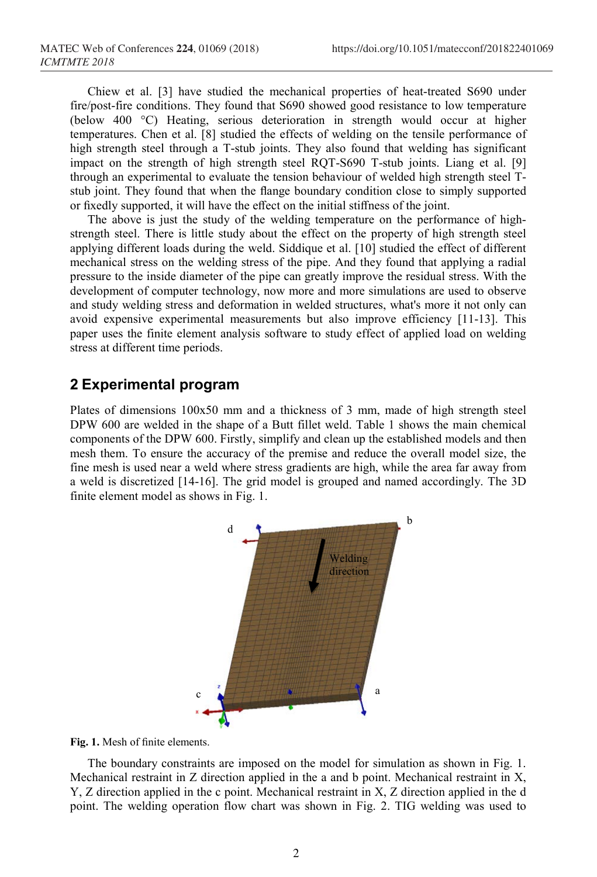Chiew et al. [3] have studied the mechanical properties of heat-treated S690 under fire/post-fire conditions. They found that S690 showed good resistance to low temperature (below 400 °C) Heating, serious deterioration in strength would occur at higher temperatures. Chen et al. [8] studied the effects of welding on the tensile performance of high strength steel through a T-stub joints. They also found that welding has significant impact on the strength of high strength steel RQT-S690 T-stub joints. Liang et al. [9] through an experimental to evaluate the tension behaviour of welded high strength steel T-stub joint. They found that when the flange boundary condition close to simply supported or fixedly supported, it will have the effect on the initial stiffness of the joint.

The above is just the study of the welding temperature on the performance of high-strength steel. There is little study about the effect on the property of high strength steel applying different loads during the weld. Siddique et al. [10] studied the effect of different mechanical stress on the welding stress of the pipe. And they found that applying a radial pressure to the inside diameter of the pipe can greatly improve the residual stress. With the development of computer technology, now more and more simulations are used to observe and study welding stress and deformation in welded structures, what's more it not only can avoid expensive experimental measurements but also improve efficiency [11-13]. This paper uses the finite element analysis software to study effect of applied load on welding stress at different time periods.

## 2 Experimental program

Plates of dimensions 100x50 mm and a thickness of 3 mm, made of high strength steel DPW 600 are welded in the shape of a Butt fillet weld. Table 1 shows the main chemical components of the DPW 600. Firstly, simplify and clean up the established models and then mesh them. To ensure the accuracy of the premise and reduce the overall model size, the fine mesh is used near a weld where stress gradients are high, while the area far away from a weld is discretized [14-16]. The grid model is grouped and named accordingly. The 3D finite element model as shows in Fig. 1.

**Fig. 1.** Mesh of finite elements.

The boundary constraints are imposed on the model for simulation as shown in Fig. 1. Mechanical restraint in Z direction applied in the a and b point. Mechanical restraint in X, Y, Z direction applied in the c point. Mechanical restraint in X, Z direction applied in the d point. The welding operation flow chart was shown in Fig. 2. TIG welding was used to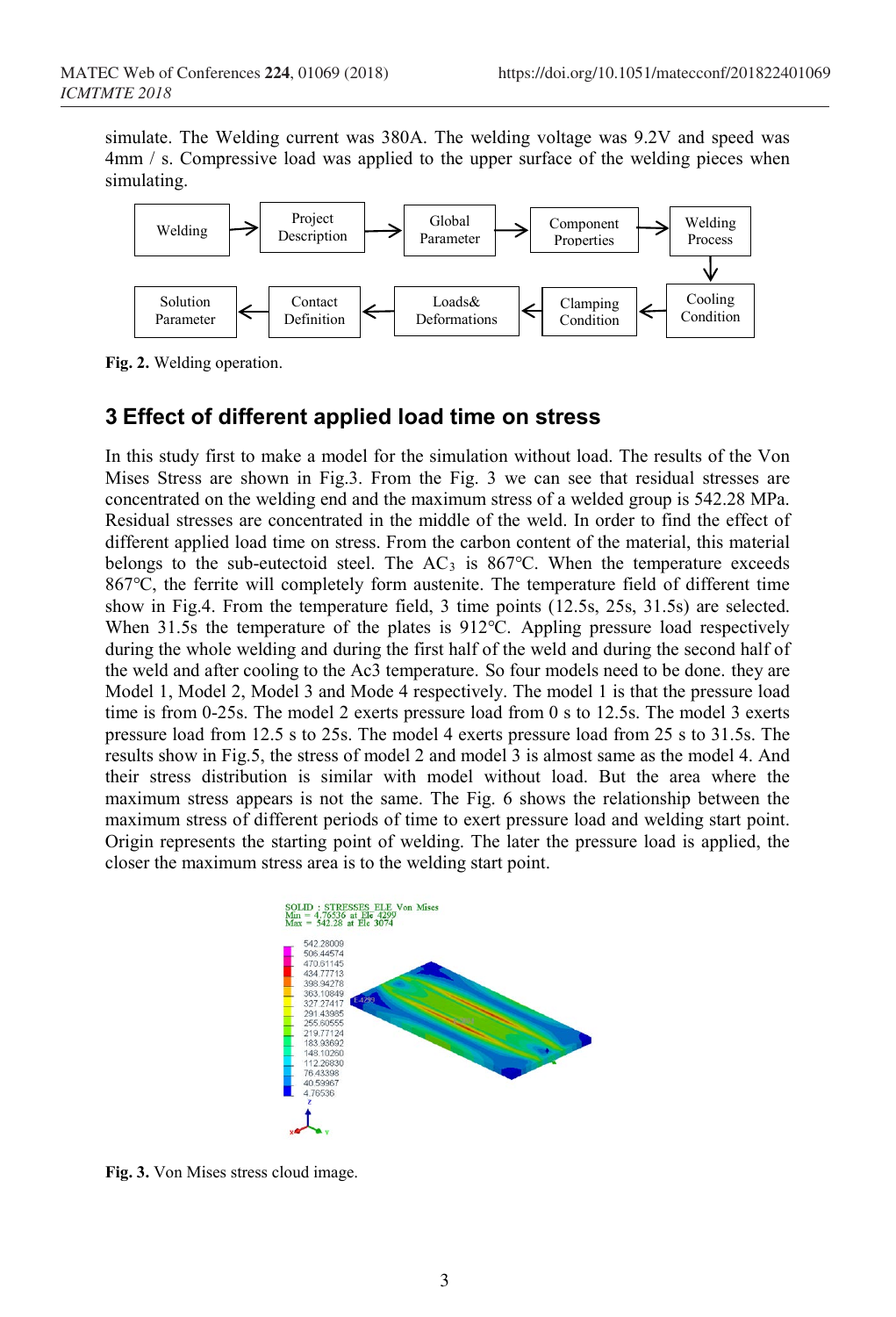simulate. The Welding current was 380A. The welding voltage was 9.2V and speed was 4mm / s. Compressive load was applied to the upper surface of the welding pieces when simulating.

Fig. 2. Welding operation.

## 3 Effect of different applied load time on stress

In this study first to make a model for the simulation without load. The results of the Von Mises Stress are shown in Fig.3. From the Fig. 3 we can see that residual stresses are concentrated on the welding end and the maximum stress of a welded group is 542.28 MPa. Residual stresses are concentrated in the middle of the weld. In order to find the effect of different applied load time on stress. From the carbon content of the material, this material belongs to the sub-eutectoid steel. The $AC_3$ is 867°C. When the temperature exceeds 867°C, the ferrite will completely form austenite. The temperature field of different time show in Fig.4. From the temperature field, 3 time points (12.5s, 25s, 31.5s) are selected. When 31.5s the temperature of the plates is 912°C. Appling pressure load respectively during the whole welding and during the first half of the weld and during the second half of the weld and after cooling to the Ac3 temperature. So four models need to be done. they are Model 1, Model 2, Model 3 and Mode 4 respectively. The model 1 is that the pressure load time is from 0-25s. The model 2 exerts pressure load from 0 s to 12.5s. The model 3 exerts pressure load from 12.5 s to 25s. The model 4 exerts pressure load from 25 s to 31.5s. The results show in Fig.5, the stress of model 2 and model 3 is almost same as the model 4. And their stress distribution is similar with model without load. But the area where the maximum stress appears is not the same. The Fig. 6 shows the relationship between the maximum stress of different periods of time to exert pressure load and welding start point. Origin represents the starting point of welding. The later the pressure load is applied, the closer the maximum stress area is to the welding start point.

Fig. 3. Von Mises stress cloud image.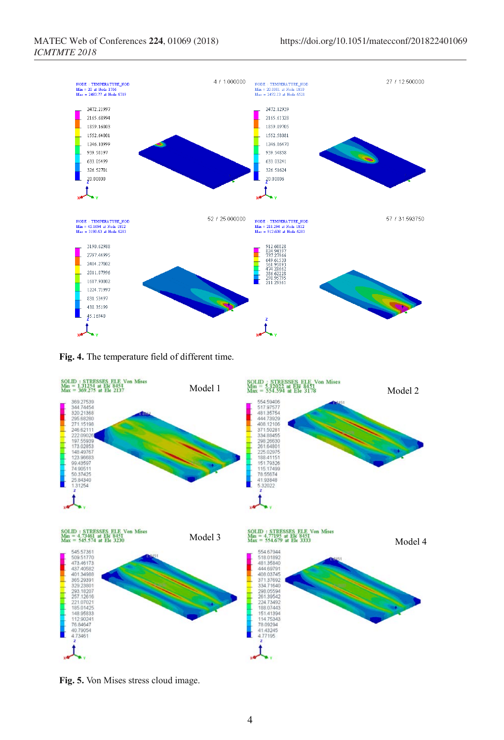**Fig. 4.** The temperature field of different time.

**Fig. 5.** Von Mises stress cloud image.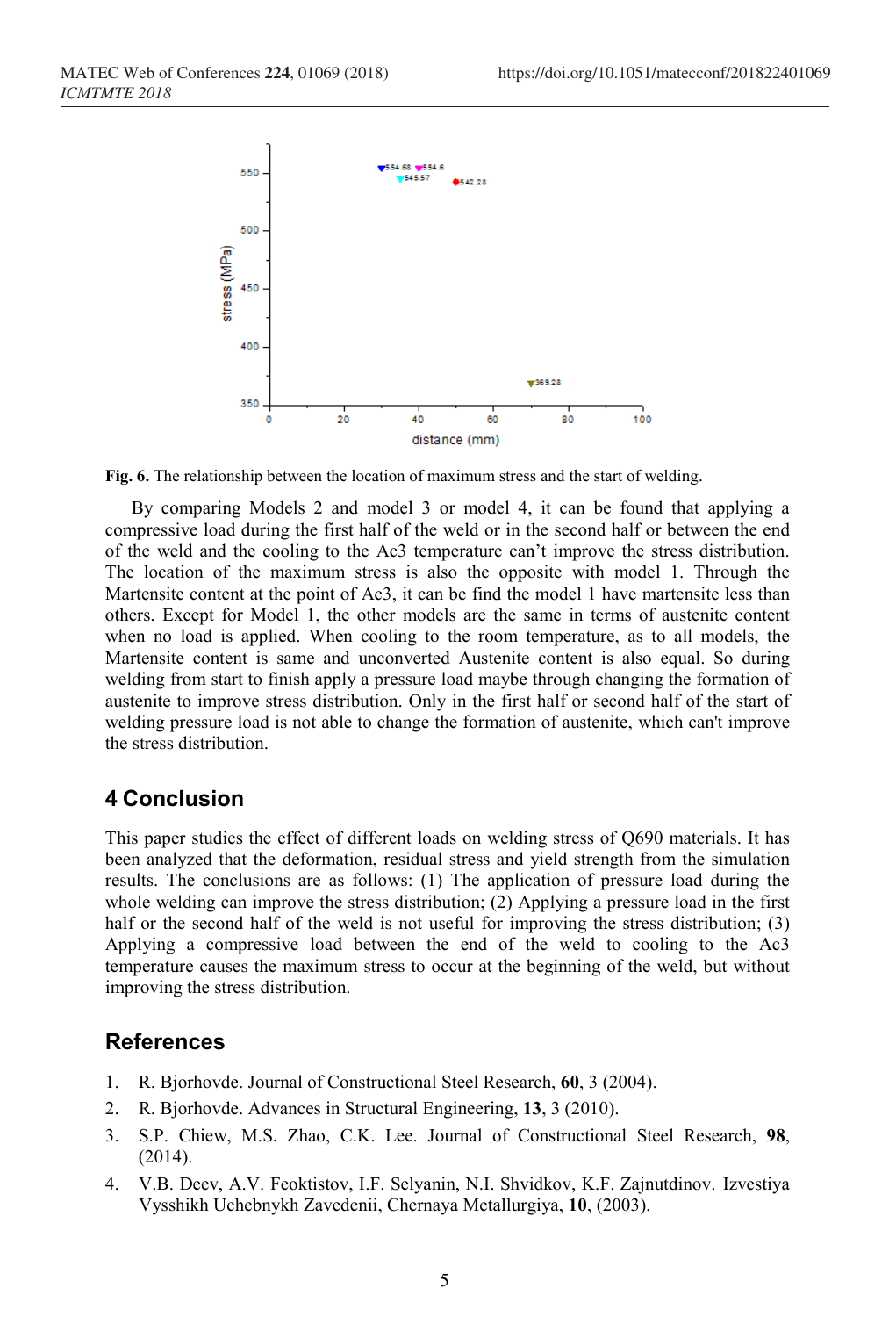**Fig. 6.** The relationship between the location of maximum stress and the start of welding.

By comparing Models 2 and model 3 or model 4, it can be found that applying a compressive load during the first half of the weld or in the second half or between the end of the weld and the cooling to the Ac3 temperature can't improve the stress distribution. The location of the maximum stress is also the opposite with model 1. Through the Martensite content at the point of Ac3, it can be find the model 1 have martensite less than others. Except for Model 1, the other models are the same in terms of austenite content when no load is applied. When cooling to the room temperature, as to all models, the Martensite content is same and unconverted Austenite content is also equal. So during welding from start to finish apply a pressure load maybe through changing the formation of austenite to improve stress distribution. Only in the first half or second half of the start of welding pressure load is not able to change the formation of austenite, which can't improve the stress distribution.

## 4 Conclusion

This paper studies the effect of different loads on welding stress of Q690 materials. It has been analyzed that the deformation, residual stress and yield strength from the simulation results. The conclusions are as follows: (1) The application of pressure load during the whole welding can improve the stress distribution; (2) Applying a pressure load in the first half or the second half of the weld is not useful for improving the stress distribution; (3) Applying a compressive load between the end of the weld to cooling to the Ac3 temperature causes the maximum stress to occur at the beginning of the weld, but without improving the stress distribution.

## References

1. R. Bjorhovde. Journal of Constructional Steel Research, **60**, 3 (2004).
2. R. Bjorhovde. Advances in Structural Engineering, **13**, 3 (2010).
3. S.P. Chiew, M.S. Zhao, C.K. Lee. Journal of Constructional Steel Research, **98**, (2014).
4. V.B. Deev, A.V. Feoktistov, I.F. Selyanin, N.I. Shvidkov, K.F. Zajnutdinov. Izvestiya Vysshikh Uchebnykh Zavedenii, Chernaya Metallurgiya, **10**, (2003).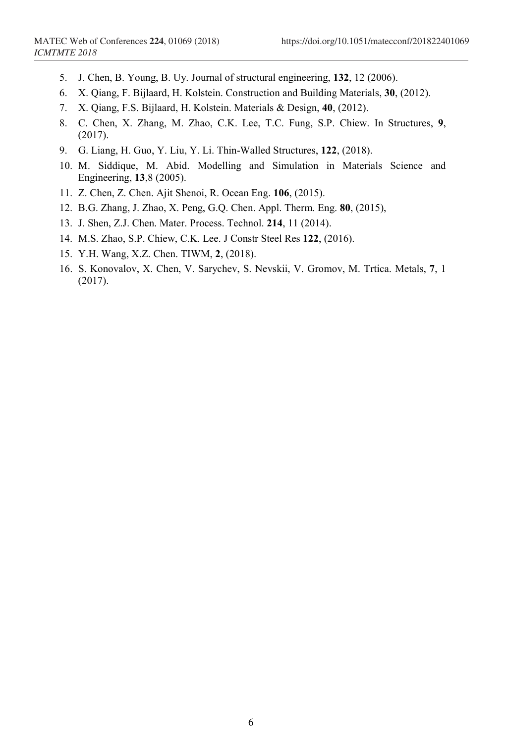5. J. Chen, B. Young, B. Uy. Journal of structural engineering, **132**, 12 (2006).
6. X. Qiang, F. Bijlaard, H. Kolstein. Construction and Building Materials, **30**, (2012).
7. X. Qiang, F.S. Bijlaard, H. Kolstein. Materials & Design, **40**, (2012).
8. C. Chen, X. Zhang, M. Zhao, C.K. Lee, T.C. Fung, S.P. Chiew. In Structures, **9**, (2017).
9. G. Liang, H. Guo, Y. Liu, Y. Li. Thin-Walled Structures, **122**, (2018).
10. M. Siddique, M. Abid. Modelling and Simulation in Materials Science and Engineering, **13**,8 (2005).
11. Z. Chen, Z. Chen. Ajit Shenoi, R. Ocean Eng. **106**, (2015).
12. B.G. Zhang, J. Zhao, X. Peng, G.Q. Chen. Appl. Therm. Eng. **80**, (2015),
13. J. Shen, Z.J. Chen. Mater. Process. Technol. **214**, 11 (2014).
14. M.S. Zhao, S.P. Chiew, C.K. Lee. J Constr Steel Res **122**, (2016).
15. Y.H. Wang, X.Z. Chen. TIWM, **2**, (2018).
16. S. Konovalov, X. Chen, V. Sarychev, S. Nevskii, V. Gromov, M. Trtica. Metals, **7**, 1 (2017).